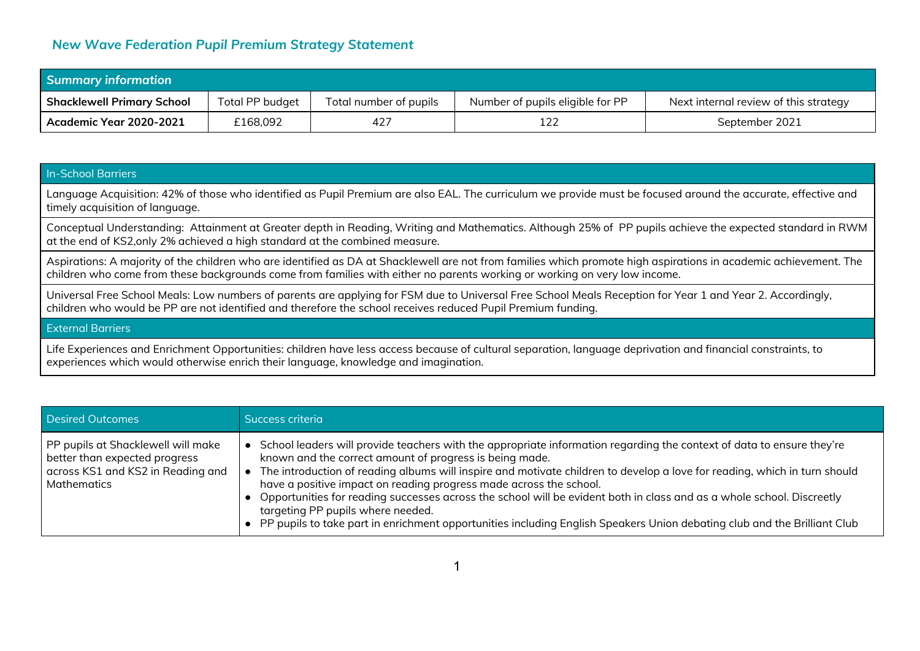## *New Wave Federation Pupil Premium Strategy Statement*

| *Summary information* | | | | |
|---|---|---|---|---|
| **Shacklewell Primary School** | Total PP budget | Total number of pupils | Number of pupils eligible for PP | Next internal review of this strategy |
| **Academic Year 2020-2021** | £168,092 | 427 | 122 | September 2021 |

| In-School Barriers |
|---|
| Language Acquisition: 42% of those who identified as Pupil Premium are also EAL. The curriculum we provide must be focused around the accurate, effective and timely acquisition of language. |
| Conceptual Understanding: Attainment at Greater depth in Reading, Writing and Mathematics. Although 25% of PP pupils achieve the expected standard in RWM at the end of KS2,only 2% achieved a high standard at the combined measure. |
| Aspirations: A majority of the children who are identified as DA at Shacklewell are not from families which promote high aspirations in academic achievement. The children who come from these backgrounds come from families with either no parents working or working on very low income. |
| Universal Free School Meals: Low numbers of parents are applying for FSM due to Universal Free School Meals Reception for Year 1 and Year 2. Accordingly, children who would be PP are not identified and therefore the school receives reduced Pupil Premium funding. |
| External Barriers |
| Life Experiences and Enrichment Opportunities: children have less access because of cultural separation, language deprivation and financial constraints, to experiences which would otherwise enrich their language, knowledge and imagination. |

| Desired Outcomes | Success criteria |
|---|---|
| PP pupils at Shacklewell will make better than expected progress across KS1 and KS2 in Reading and Mathematics | • School leaders will provide teachers with the appropriate information regarding the context of data to ensure they're known and the correct amount of progress is being made.<br>• The introduction of reading albums will inspire and motivate children to develop a love for reading, which in turn should have a positive impact on reading progress made across the school.<br>• Opportunities for reading successes across the school will be evident both in class and as a whole school. Discreetly targeting PP pupils where needed.<br>• PP pupils to take part in enrichment opportunities including English Speakers Union debating club and the Brilliant Club |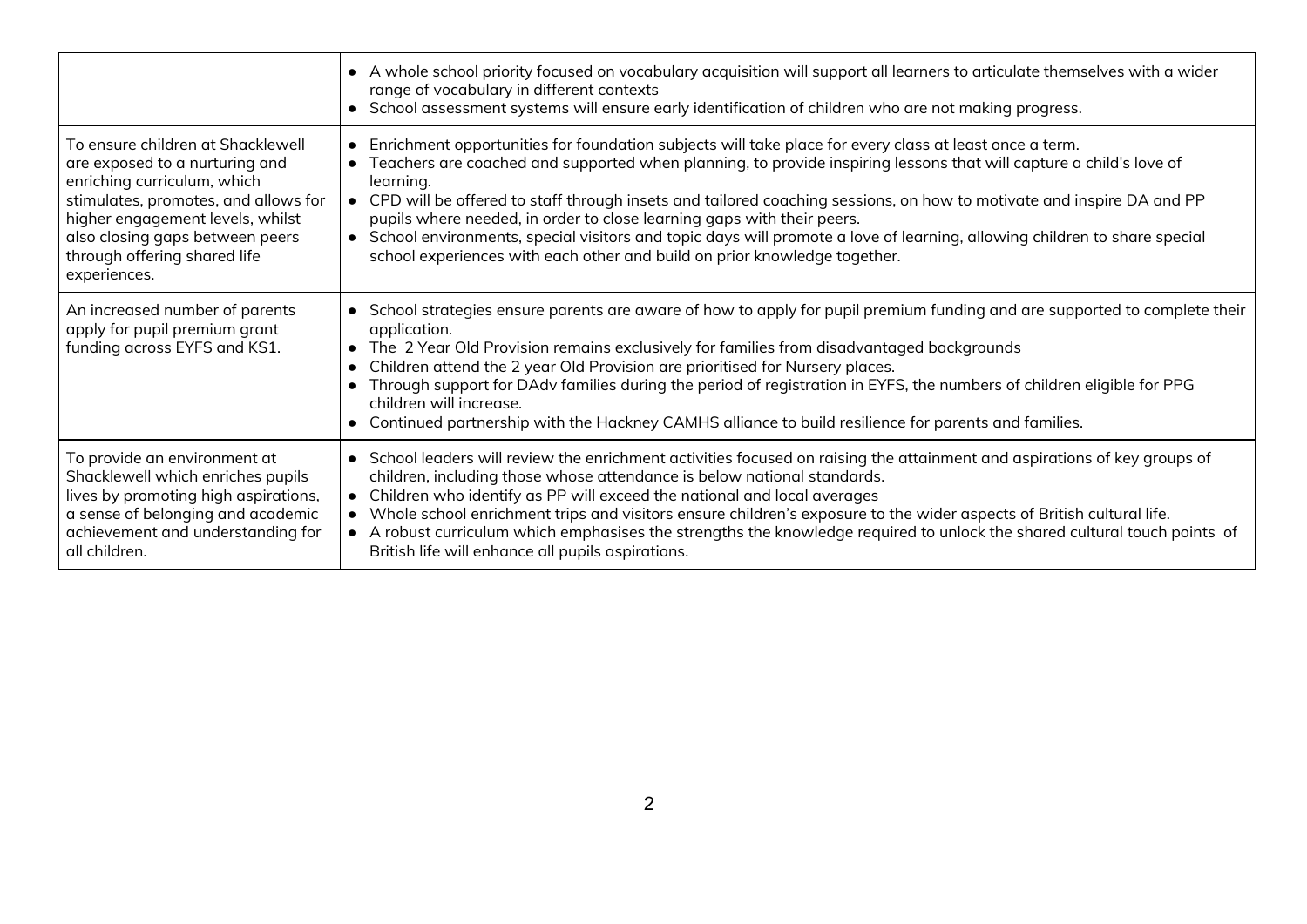| | |
|---|---|
| | • A whole school priority focused on vocabulary acquisition will support all learners to articulate themselves with a wider range of vocabulary in different contexts<br>• School assessment systems will ensure early identification of children who are not making progress. |
| To ensure children at Shacklewell are exposed to a nurturing and enriching curriculum, which stimulates, promotes, and allows for higher engagement levels, whilst also closing gaps between peers through offering shared life experiences. | • Enrichment opportunities for foundation subjects will take place for every class at least once a term.<br>• Teachers are coached and supported when planning, to provide inspiring lessons that will capture a child's love of learning.<br>• CPD will be offered to staff through insets and tailored coaching sessions, on how to motivate and inspire DA and PP pupils where needed, in order to close learning gaps with their peers.<br>• School environments, special visitors and topic days will promote a love of learning, allowing children to share special school experiences with each other and build on prior knowledge together. |
| An increased number of parents apply for pupil premium grant funding across EYFS and KS1. | • School strategies ensure parents are aware of how to apply for pupil premium funding and are supported to complete their application.<br>• The 2 Year Old Provision remains exclusively for families from disadvantaged backgrounds<br>• Children attend the 2 year Old Provision are prioritised for Nursery places.<br>• Through support for DAdv families during the period of registration in EYFS, the numbers of children eligible for PPG children will increase.<br>• Continued partnership with the Hackney CAMHS alliance to build resilience for parents and families. |
| To provide an environment at Shacklewell which enriches pupils lives by promoting high aspirations, a sense of belonging and academic achievement and understanding for all children. | • School leaders will review the enrichment activities focused on raising the attainment and aspirations of key groups of children, including those whose attendance is below national standards.<br>• Children who identify as PP will exceed the national and local averages<br>• Whole school enrichment trips and visitors ensure children's exposure to the wider aspects of British cultural life.<br>• A robust curriculum which emphasises the strengths the knowledge required to unlock the shared cultural touch points of British life will enhance all pupils aspirations. |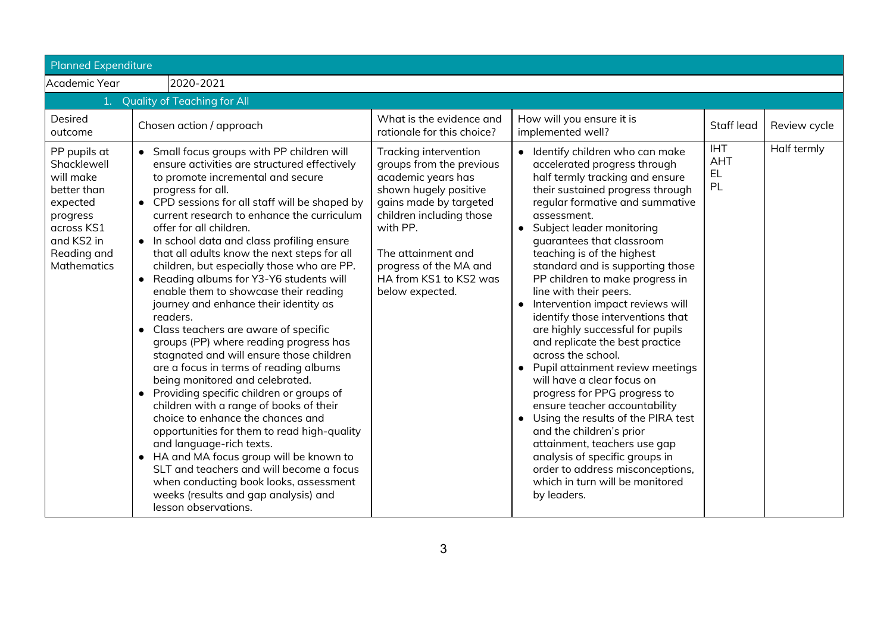| Planned Expenditure | | | | | |
|---|---|---|---|---|---|
| Academic Year | 2020-2021 | | | | |
| 1. Quality of Teaching for All | | | | | |
| Desired outcome | Chosen action / approach | What is the evidence and rationale for this choice? | How will you ensure it is implemented well? | Staff lead | Review cycle |
| PP pupils at Shacklewell will make better than expected progress across KS1 and KS2 in Reading and Mathematics | • Small focus groups with PP children will ensure activities are structured effectively to promote incremental and secure progress for all.<br>• CPD sessions for all staff will be shaped by current research to enhance the curriculum offer for all children.<br>• In school data and class profiling ensure that all adults know the next steps for all children, but especially those who are PP.<br>• Reading albums for Y3-Y6 students will enable them to showcase their reading journey and enhance their identity as readers.<br>• Class teachers are aware of specific groups (PP) where reading progress has stagnated and will ensure those children are a focus in terms of reading albums being monitored and celebrated.<br>• Providing specific children or groups of children with a range of books of their choice to enhance the chances and opportunities for them to read high-quality and language-rich texts.<br>• HA and MA focus group will be known to SLT and teachers and will become a focus when conducting book looks, assessment weeks (results and gap analysis) and lesson observations. | Tracking intervention groups from the previous academic years has shown hugely positive gains made by targeted children including those with PP.<br><br>The attainment and progress of the MA and HA from KS1 to KS2 was below expected. | • Identify children who can make accelerated progress through half termly tracking and ensure their sustained progress through regular formative and summative assessment.<br>• Subject leader monitoring guarantees that classroom teaching is of the highest standard and is supporting those PP children to make progress in line with their peers.<br>• Intervention impact reviews will identify those interventions that are highly successful for pupils and replicate the best practice across the school.<br>• Pupil attainment review meetings will have a clear focus on progress for PPG progress to ensure teacher accountability<br>• Using the results of the PIRA test and the children's prior attainment, teachers use gap analysis of specific groups in order to address misconceptions, which in turn will be monitored by leaders. | IHT<br>AHT<br>EL<br>PL | Half termly |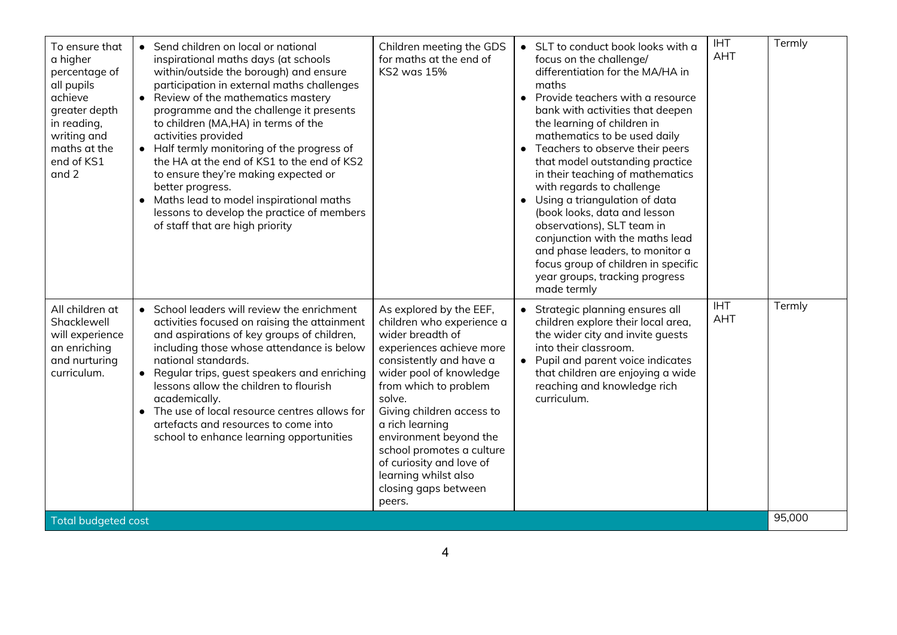| | | | | | |
|---|---|---|---|---|---|
| To ensure that a higher percentage of all pupils achieve greater depth in reading, writing and maths at the end of KS1 and 2 | <ul><li>Send children on local or national inspirational maths days (at schools within/outside the borough) and ensure participation in external maths challenges</li><li>Review of the mathematics mastery programme and the challenge it presents to children (MA,HA) in terms of the activities provided</li><li>Half termly monitoring of the progress of the HA at the end of KS1 to the end of KS2 to ensure they're making expected or better progress.</li><li>Maths lead to model inspirational maths lessons to develop the practice of members of staff that are high priority</li></ul> | Children meeting the GDS for maths at the end of KS2 was 15% | <ul><li>SLT to conduct book looks with a focus on the challenge/ differentiation for the MA/HA in maths</li><li>Provide teachers with a resource bank with activities that deepen the learning of children in mathematics to be used daily</li><li>Teachers to observe their peers that model outstanding practice in their teaching of mathematics with regards to challenge</li><li>Using a triangulation of data (book looks, data and lesson observations), SLT team in conjunction with the maths lead and phase leaders, to monitor a focus group of children in specific year groups, tracking progress made termly</li></ul> | IHT<br>AHT | Termly |
| All children at Shacklewell will experience an enriching and nurturing curriculum. | <ul><li>School leaders will review the enrichment activities focused on raising the attainment and aspirations of key groups of children, including those whose attendance is below national standards.</li><li>Regular trips, guest speakers and enriching lessons allow the children to flourish academically.</li><li>The use of local resource centres allows for artefacts and resources to come into school to enhance learning opportunities</li></ul> | As explored by the EEF, children who experience a wider breadth of experiences achieve more consistently and have a wider pool of knowledge from which to problem solve.<br>Giving children access to a rich learning environment beyond the school promotes a culture of curiosity and love of learning whilst also closing gaps between peers. | <ul><li>Strategic planning ensures all children explore their local area, the wider city and invite guests into their classroom.</li><li>Pupil and parent voice indicates that children are enjoying a wide reaching and knowledge rich curriculum.</li></ul> | IHT<br>AHT | Termly |
| Total budgeted cost | | | | | 95,000 |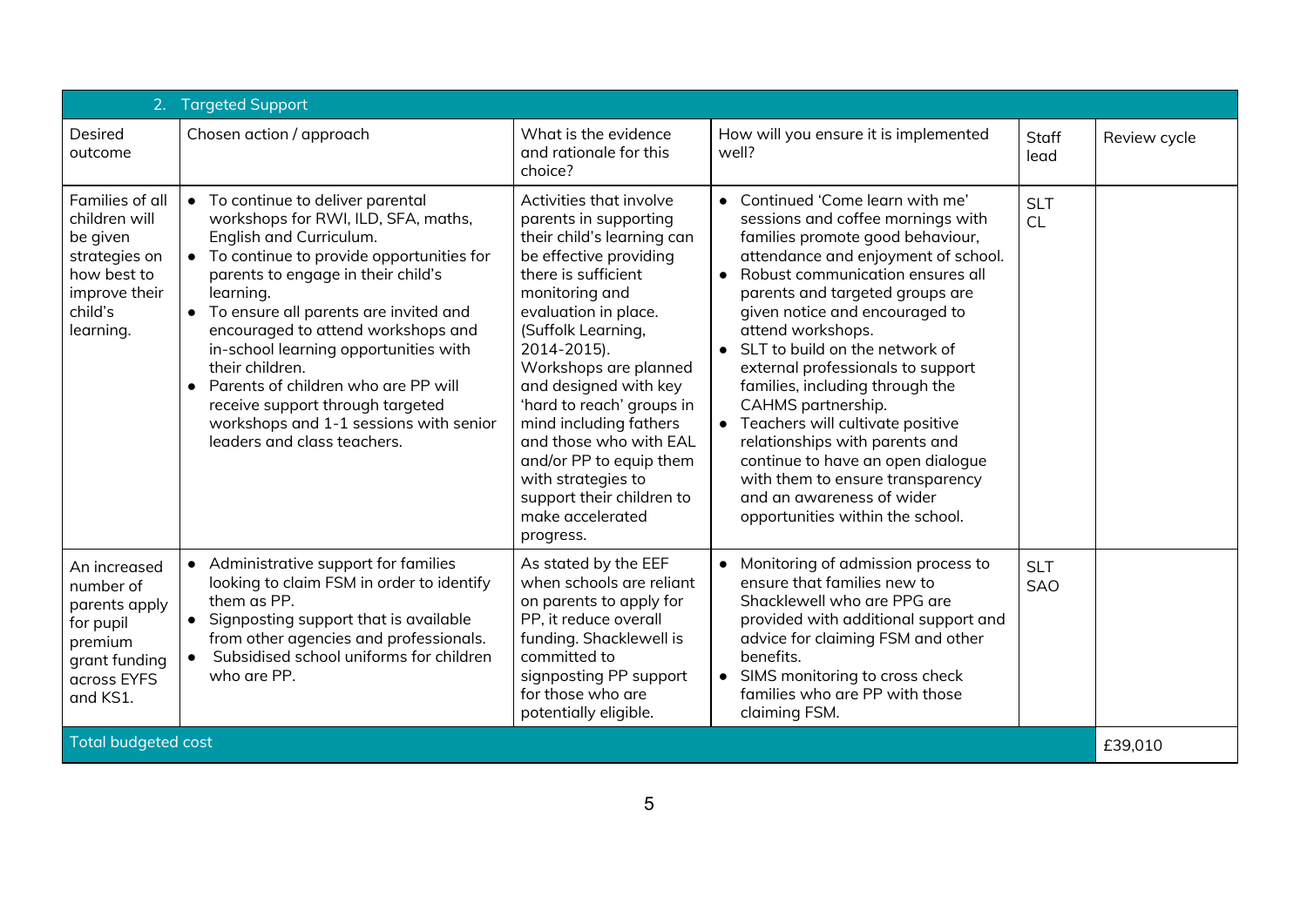| 2. Targeted Support | | | | | |
|---|---|---|---|---|---|
| Desired outcome | Chosen action / approach | What is the evidence and rationale for this choice? | How will you ensure it is implemented well? | Staff lead | Review cycle |
| Families of all children will be given strategies on how best to improve their child's learning. | • To continue to deliver parental workshops for RWI, ILD, SFA, maths, English and Curriculum.<br>• To continue to provide opportunities for parents to engage in their child's learning.<br>• To ensure all parents are invited and encouraged to attend workshops and in-school learning opportunities with their children.<br>• Parents of children who are PP will receive support through targeted workshops and 1-1 sessions with senior leaders and class teachers. | Activities that involve parents in supporting their child's learning can be effective providing there is sufficient monitoring and evaluation in place. (Suffolk Learning, 2014-2015). Workshops are planned and designed with key 'hard to reach' groups in mind including fathers and those who with EAL and/or PP to equip them with strategies to support their children to make accelerated progress. | • Continued 'Come learn with me' sessions and coffee mornings with families promote good behaviour, attendance and enjoyment of school.<br>• Robust communication ensures all parents and targeted groups are given notice and encouraged to attend workshops.<br>• SLT to build on the network of external professionals to support families, including through the CAHMS partnership.<br>• Teachers will cultivate positive relationships with parents and continue to have an open dialogue with them to ensure transparency and an awareness of wider opportunities within the school. | SLT<br>CL | |
| An increased number of parents apply for pupil premium grant funding across EYFS and KS1. | • Administrative support for families looking to claim FSM in order to identify them as PP.<br>• Signposting support that is available from other agencies and professionals.<br>• Subsidised school uniforms for children who are PP. | As stated by the EEF when schools are reliant on parents to apply for PP, it reduce overall funding. Shacklewell is committed to signposting PP support for those who are potentially eligible. | • Monitoring of admission process to ensure that families new to Shacklewell who are PPG are provided with additional support and advice for claiming FSM and other benefits.<br>• SIMS monitoring to cross check families who are PP with those claiming FSM. | SLT<br>SAO | |
| Total budgeted cost | | | | | £39,010 |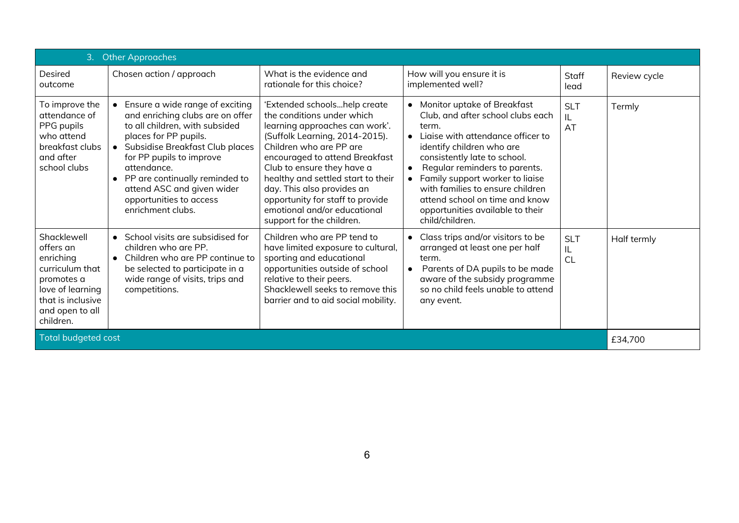| 3. Other Approaches | | | | | |
|---|---|---|---|---|---|
| Desired outcome | Chosen action / approach | What is the evidence and rationale for this choice? | How will you ensure it is implemented well? | Staff lead | Review cycle |
| To improve the attendance of PPG pupils who attend breakfast clubs and after school clubs | • Ensure a wide range of exciting and enriching clubs are on offer to all children, with subsided places for PP pupils.<br>• Subsidise Breakfast Club places for PP pupils to improve attendance.<br>• PP are continually reminded to attend ASC and given wider opportunities to access enrichment clubs. | 'Extended schools…help create the conditions under which learning approaches can work'. (Suffolk Learning, 2014-2015). Children who are PP are encouraged to attend Breakfast Club to ensure they have a healthy and settled start to their day. This also provides an opportunity for staff to provide emotional and/or educational support for the children. | • Monitor uptake of Breakfast Club, and after school clubs each term.<br>• Liaise with attendance officer to identify children who are consistently late to school.<br>• Regular reminders to parents.<br>• Family support worker to liaise with families to ensure children attend school on time and know opportunities available to their child/children. | SLT<br>IL<br>AT | Termly |
| Shacklewell offers an enriching curriculum that promotes a love of learning that is inclusive and open to all children. | • School visits are subsidised for children who are PP.<br>• Children who are PP continue to be selected to participate in a wide range of visits, trips and competitions. | Children who are PP tend to have limited exposure to cultural, sporting and educational opportunities outside of school relative to their peers. Shacklewell seeks to remove this barrier and to aid social mobility. | • Class trips and/or visitors to be arranged at least one per half term.<br>• Parents of DA pupils to be made aware of the subsidy programme so no child feels unable to attend any event. | SLT<br>IL<br>CL | Half termly |
| Total budgeted cost | | | | | £34,700 |